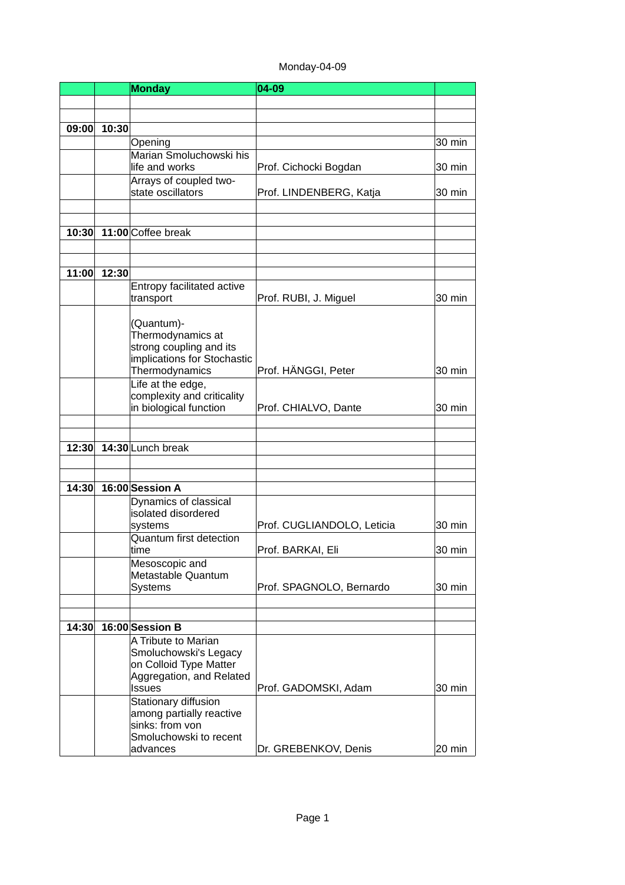Monday-04-09

| | | Monday | 04-09 | |
|---|---|---|---|---|
| | | | | |
| | | | | |
| 09:00 | 10:30 | | | |
| | | Opening | | 30 min |
| | | Marian Smoluchowski his life and works | Prof. Cichocki Bogdan | 30 min |
| | | Arrays of coupled two-state oscillators | Prof. LINDENBERG, Katja | 30 min |
| | | | | |
| | | | | |
| 10:30 | 11:00 | Coffee break | | |
| | | | | |
| | | | | |
| 11:00 | 12:30 | | | |
| | | Entropy facilitated active transport | Prof. RUBI, J. Miguel | 30 min |
| | | (Quantum)-Thermodynamics at strong coupling and its implications for Stochastic Thermodynamics | Prof. HÄNGGI, Peter | 30 min |
| | | Life at the edge, complexity and criticality in biological function | Prof. CHIALVO, Dante | 30 min |
| | | | | |
| | | | | |
| 12:30 | 14:30 | Lunch break | | |
| | | | | |
| | | | | |
| 14:30 | 16:00 | **Session A** | | |
| | | Dynamics of classical isolated disordered systems | Prof. CUGLIANDOLO, Leticia | 30 min |
| | | Quantum first detection time | Prof. BARKAI, Eli | 30 min |
| | | Mesoscopic and Metastable Quantum Systems | Prof. SPAGNOLO, Bernardo | 30 min |
| | | | | |
| | | | | |
| 14:30 | 16:00 | **Session B** | | |
| | | A Tribute to Marian Smoluchowski's Legacy on Colloid Type Matter Aggregation, and Related Issues | Prof. GADOMSKI, Adam | 30 min |
| | | Stationary diffusion among partially reactive sinks: from von Smoluchowski to recent advances | Dr. GREBENKOV, Denis | 20 min |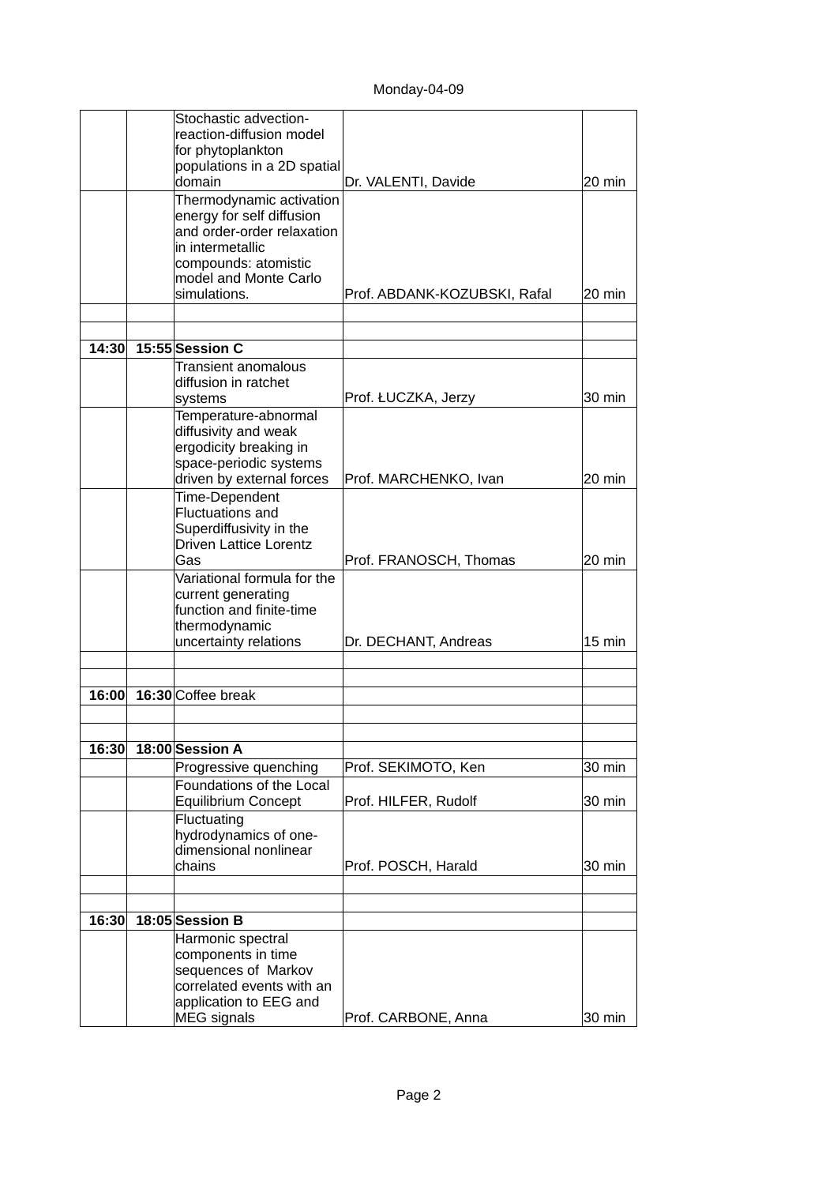Monday-04-09

| | | | | |
|---|---|---|---|---|
| | | Stochastic advection-reaction-diffusion model for phytoplankton populations in a 2D spatial domain | Dr. VALENTI, Davide | 20 min |
| | | Thermodynamic activation energy for self diffusion and order-order relaxation in intermetallic compounds: atomistic model and Monte Carlo simulations. | Prof. ABDANK-KOZUBSKI, Rafal | 20 min |
| | | | | |
| | | | | |
| **14:30** | **15:55** | **Session C** | | |
| | | Transient anomalous diffusion in ratchet systems | Prof. ŁUCZKA, Jerzy | 30 min |
| | | Temperature-abnormal diffusivity and weak ergodicity breaking in space-periodic systems driven by external forces | Prof. MARCHENKO, Ivan | 20 min |
| | | Time-Dependent Fluctuations and Superdiffusivity in the Driven Lattice Lorentz Gas | Prof. FRANOSCH, Thomas | 20 min |
| | | Variational formula for the current generating function and finite-time thermodynamic uncertainty relations | Dr. DECHANT, Andreas | 15 min |
| | | | | |
| | | | | |
| **16:00** | **16:30** | Coffee break | | |
| | | | | |
| | | | | |
| **16:30** | **18:00** | **Session A** | | |
| | | Progressive quenching | Prof. SEKIMOTO, Ken | 30 min |
| | | Foundations of the Local Equilibrium Concept | Prof. HILFER, Rudolf | 30 min |
| | | Fluctuating hydrodynamics of one-dimensional nonlinear chains | Prof. POSCH, Harald | 30 min |
| | | | | |
| | | | | |
| **16:30** | **18:05** | **Session B** | | |
| | | Harmonic spectral components in time sequences of Markov correlated events with an application to EEG and MEG signals | Prof. CARBONE, Anna | 30 min |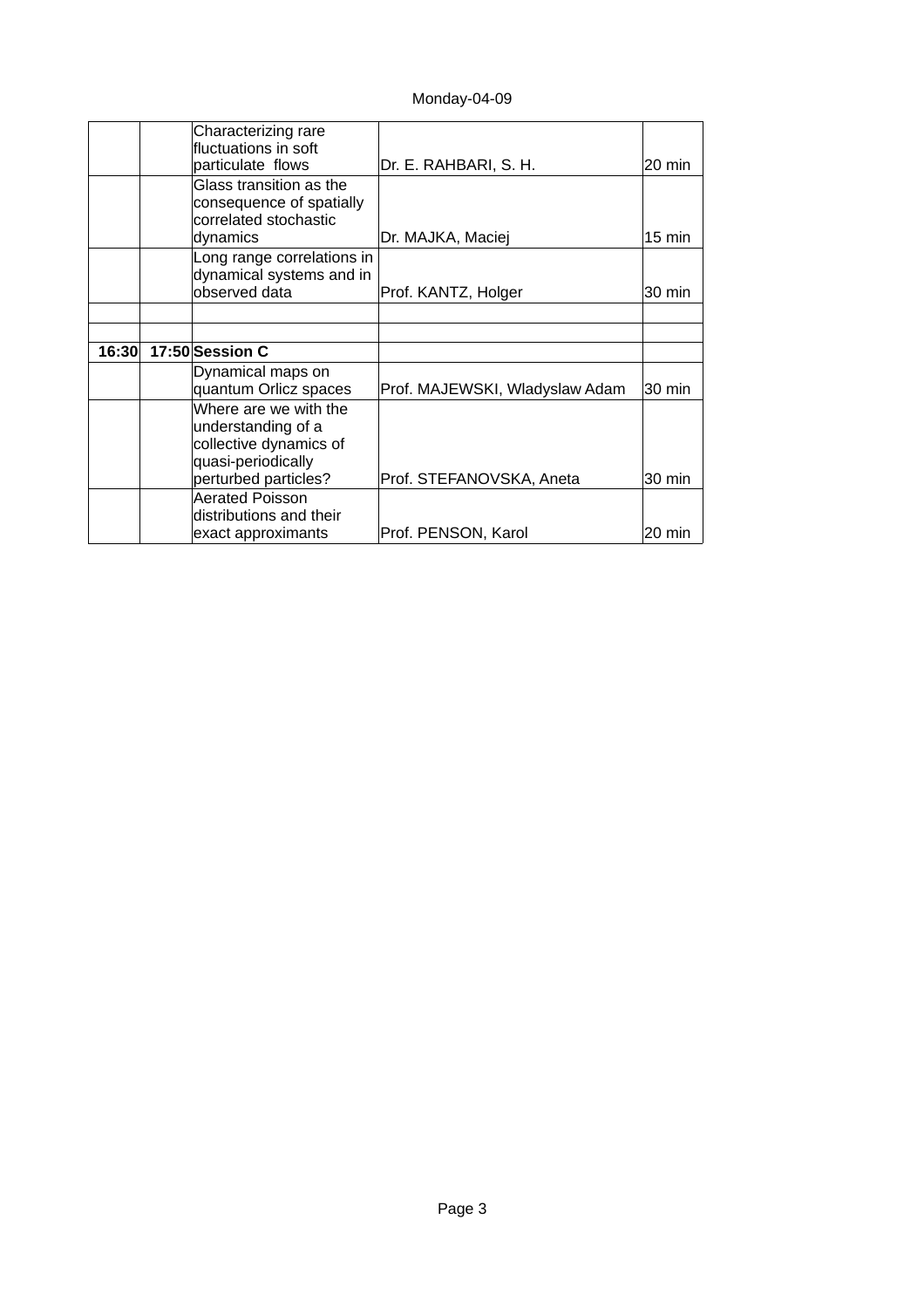Monday-04-09

| | | | | |
|---|---|---|---|---|
| | | Characterizing rare fluctuations in soft particulate flows | Dr. E. RAHBARI, S. H. | 20 min |
| | | Glass transition as the consequence of spatially correlated stochastic dynamics | Dr. MAJKA, Maciej | 15 min |
| | | Long range correlations in dynamical systems and in observed data | Prof. KANTZ, Holger | 30 min |
| | | | | |
| | | | | |
| **16:30** | **17:50** | **Session C** | | |
| | | Dynamical maps on quantum Orlicz spaces | Prof. MAJEWSKI, Wladyslaw Adam | 30 min |
| | | Where are we with the understanding of a collective dynamics of quasi-periodically perturbed particles? | Prof. STEFANOVSKA, Aneta | 30 min |
| | | Aerated Poisson distributions and their exact approximants | Prof. PENSON, Karol | 20 min |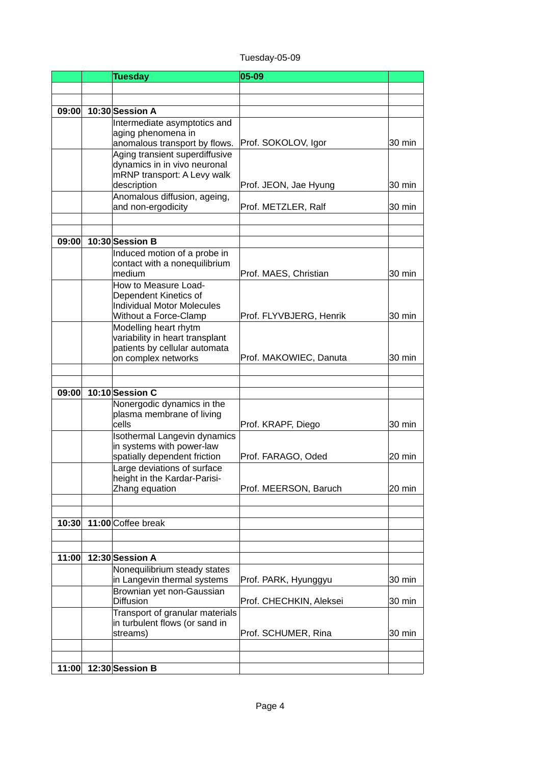Tuesday-05-09

| | | Tuesday | 05-09 | |
|---|---|---|---|---|
| | | | | |
| | | | | |
| **09:00** | **10:30** | **Session A** | | |
| | | Intermediate asymptotics and aging phenomena in anomalous transport by flows. | Prof. SOKOLOV, Igor | 30 min |
| | | Aging transient superdiffusive dynamics in in vivo neuronal mRNP transport: A Levy walk description | Prof. JEON, Jae Hyung | 30 min |
| | | Anomalous diffusion, ageing, and non-ergodicity | Prof. METZLER, Ralf | 30 min |
| | | | | |
| | | | | |
| **09:00** | **10:30** | **Session B** | | |
| | | Induced motion of a probe in contact with a nonequilibrium medium | Prof. MAES, Christian | 30 min |
| | | How to Measure Load-Dependent Kinetics of Individual Motor Molecules Without a Force-Clamp | Prof. FLYVBJERG, Henrik | 30 min |
| | | Modelling heart rhytm variability in heart transplant patients by cellular automata on complex networks | Prof. MAKOWIEC, Danuta | 30 min |
| | | | | |
| | | | | |
| **09:00** | **10:10** | **Session C** | | |
| | | Nonergodic dynamics in the plasma membrane of living cells | Prof. KRAPF, Diego | 30 min |
| | | Isothermal Langevin dynamics in systems with power-law spatially dependent friction | Prof. FARAGO, Oded | 20 min |
| | | Large deviations of surface height in the Kardar-Parisi-Zhang equation | Prof. MEERSON, Baruch | 20 min |
| | | | | |
| | | | | |
| **10:30** | **11:00** | Coffee break | | |
| | | | | |
| | | | | |
| **11:00** | **12:30** | **Session A** | | |
| | | Nonequilibrium steady states in Langevin thermal systems | Prof. PARK, Hyunggyu | 30 min |
| | | Brownian yet non-Gaussian Diffusion | Prof. CHECHKIN, Aleksei | 30 min |
| | | Transport of granular materials in turbulent flows (or sand in streams) | Prof. SCHUMER, Rina | 30 min |
| | | | | |
| | | | | |
| **11:00** | **12:30** | **Session B** | | |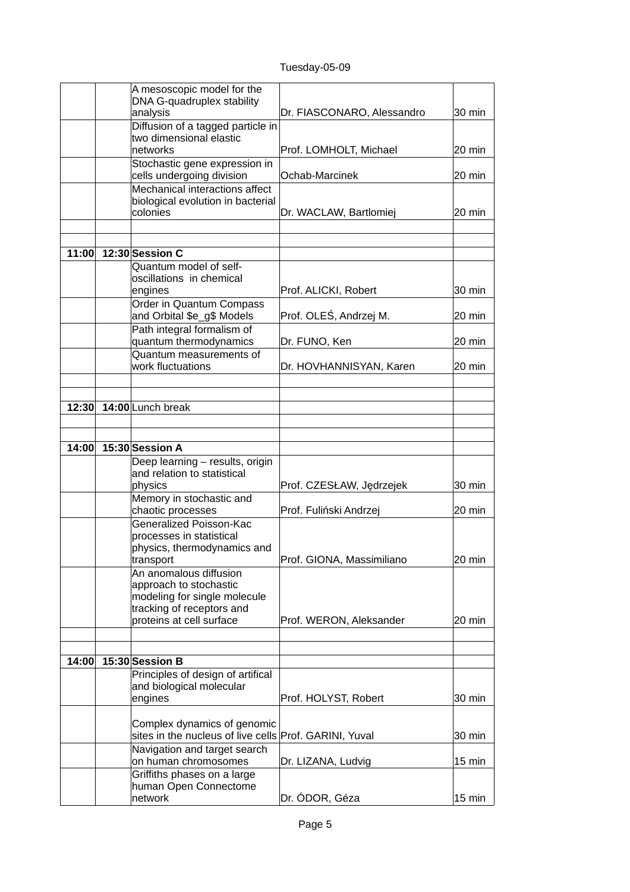Tuesday-05-09

| | | | | |
|---|---|---|---|---|
| | | A mesoscopic model for the DNA G-quadruplex stability analysis | Dr. FIASCONARO, Alessandro | 30 min |
| | | Diffusion of a tagged particle in two dimensional elastic networks | Prof. LOMHOLT, Michael | 20 min |
| | | Stochastic gene expression in cells undergoing division | Ochab-Marcinek | 20 min |
| | | Mechanical interactions affect biological evolution in bacterial colonies | Dr. WACLAW, Bartlomiej | 20 min |
| | | | | |
| | | | | |
| **11:00** | **12:30** | **Session C** | | |
| | | Quantum model of self-oscillations in chemical engines | Prof. ALICKI, Robert | 30 min |
| | | Order in Quantum Compass and Orbital $e_g$ Models | Prof. OLEŚ, Andrzej M. | 20 min |
| | | Path integral formalism of quantum thermodynamics | Dr. FUNO, Ken | 20 min |
| | | Quantum measurements of work fluctuations | Dr. HOVHANNISYAN, Karen | 20 min |
| | | | | |
| | | | | |
| **12:30** | **14:00** | Lunch break | | |
| | | | | |
| | | | | |
| **14:00** | **15:30** | **Session A** | | |
| | | Deep learning – results, origin and relation to statistical physics | Prof. CZESŁAW, Jędrzejek | 30 min |
| | | Memory in stochastic and chaotic processes | Prof. Fuliński Andrzej | 20 min |
| | | Generalized Poisson-Kac processes in statistical physics, thermodynamics and transport | Prof. GIONA, Massimiliano | 20 min |
| | | An anomalous diffusion approach to stochastic modeling for single molecule tracking of receptors and proteins at cell surface | Prof. WERON, Aleksander | 20 min |
| | | | | |
| | | | | |
| **14:00** | **15:30** | **Session B** | | |
| | | Principles of design of artifical and biological molecular engines | Prof. HOLYST, Robert | 30 min |
| | | Complex dynamics of genomic sites in the nucleus of live cells | Prof. GARINI, Yuval | 30 min |
| | | Navigation and target search on human chromosomes | Dr. LIZANA, Ludvig | 15 min |
| | | Griffiths phases on a large human Open Connectome network | Dr. ÓDOR, Géza | 15 min |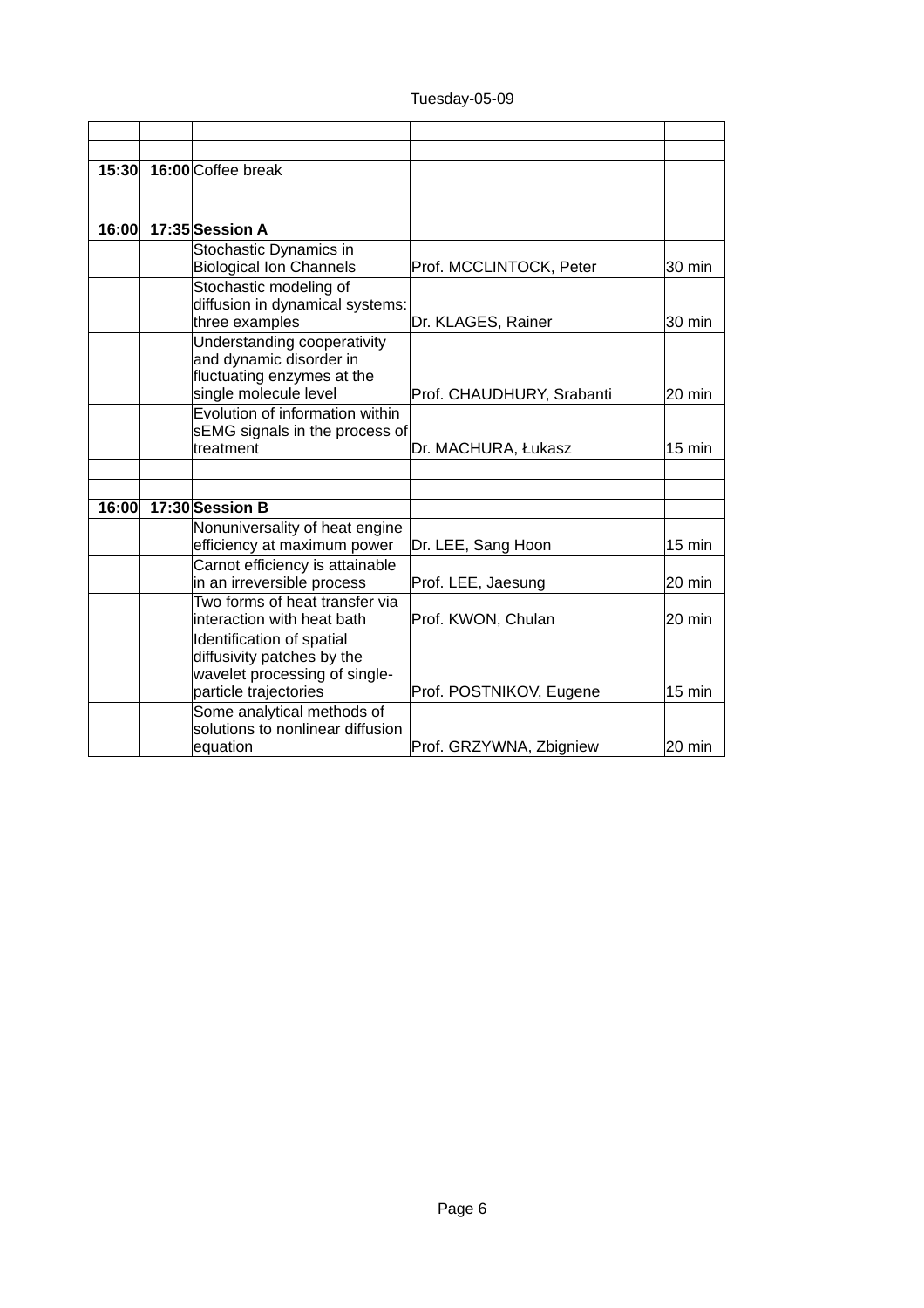Tuesday-05-09

| | | | | |
|---|---|---|---|---|
| | | | | |
| | | | | |
| **15:30** | **16:00** | Coffee break | | |
| | | | | |
| | | | | |
| **16:00** | **17:35** | **Session A** | | |
| | | Stochastic Dynamics in Biological Ion Channels | Prof. MCCLINTOCK, Peter | 30 min |
| | | Stochastic modeling of diffusion in dynamical systems: three examples | Dr. KLAGES, Rainer | 30 min |
| | | Understanding cooperativity and dynamic disorder in fluctuating enzymes at the single molecule level | Prof. CHAUDHURY, Srabanti | 20 min |
| | | Evolution of information within sEMG signals in the process of treatment | Dr. MACHURA, Łukasz | 15 min |
| | | | | |
| | | | | |
| **16:00** | **17:30** | **Session B** | | |
| | | Nonuniversality of heat engine efficiency at maximum power | Dr. LEE, Sang Hoon | 15 min |
| | | Carnot efficiency is attainable in an irreversible process | Prof. LEE, Jaesung | 20 min |
| | | Two forms of heat transfer via interaction with heat bath | Prof. KWON, Chulan | 20 min |
| | | Identification of spatial diffusivity patches by the wavelet processing of single-particle trajectories | Prof. POSTNIKOV, Eugene | 15 min |
| | | Some analytical methods of solutions to nonlinear diffusion equation | Prof. GRZYWNA, Zbigniew | 20 min |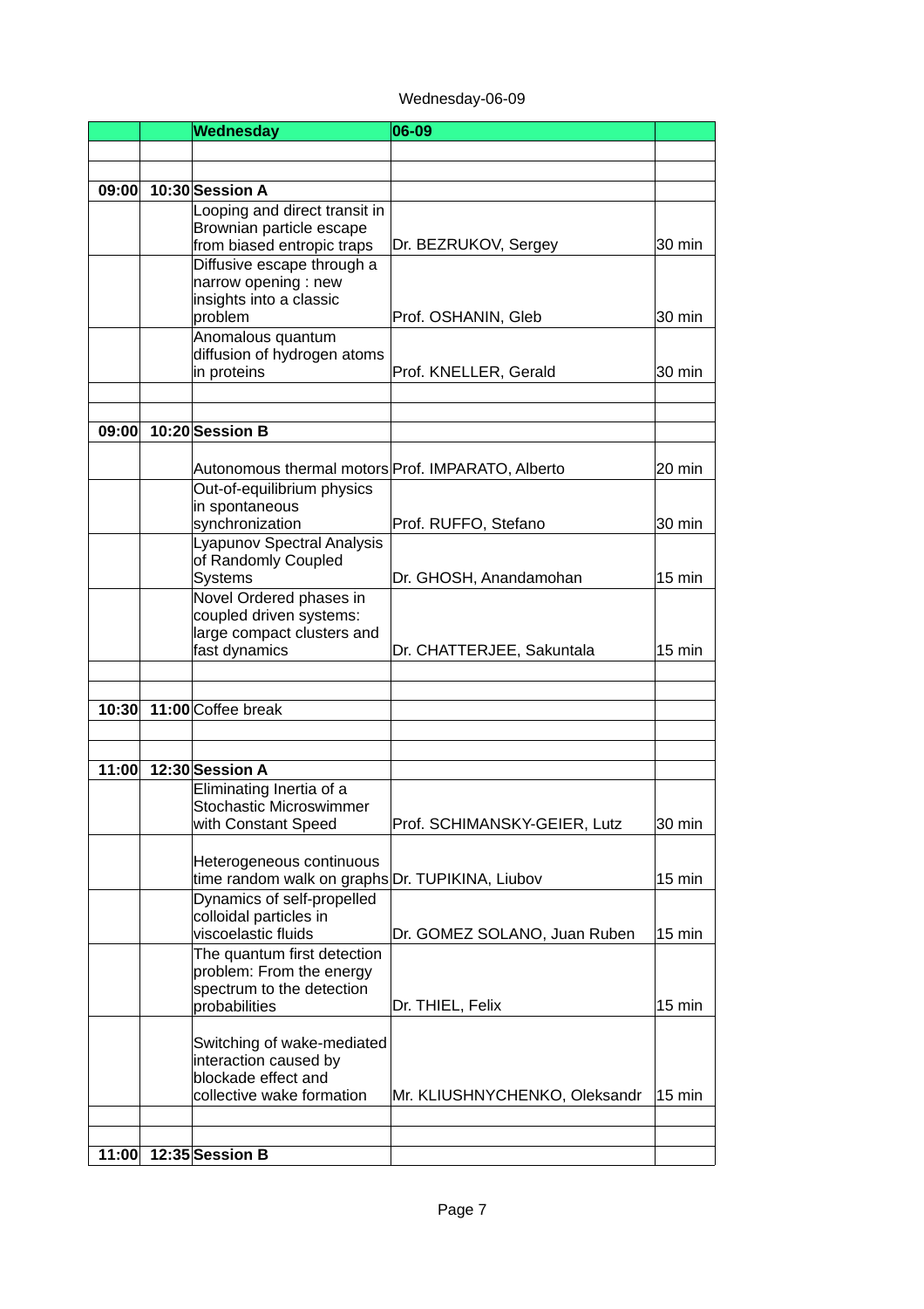Wednesday-06-09

| | | Wednesday | 06-09 | |
|---|---|---|---|---|
| | | | | |
| | | | | |
| 09:00 | 10:30 | **Session A** | | |
| | | Looping and direct transit in Brownian particle escape from biased entropic traps | Dr. BEZRUKOV, Sergey | 30 min |
| | | Diffusive escape through a narrow opening : new insights into a classic problem | Prof. OSHANIN, Gleb | 30 min |
| | | Anomalous quantum diffusion of hydrogen atoms in proteins | Prof. KNELLER, Gerald | 30 min |
| | | | | |
| | | | | |
| 09:00 | 10:20 | **Session B** | | |
| | | Autonomous thermal motors | Prof. IMPARATO, Alberto | 20 min |
| | | Out-of-equilibrium physics in spontaneous synchronization | Prof. RUFFO, Stefano | 30 min |
| | | Lyapunov Spectral Analysis of Randomly Coupled Systems | Dr. GHOSH, Anandamohan | 15 min |
| | | Novel Ordered phases in coupled driven systems: large compact clusters and fast dynamics | Dr. CHATTERJEE, Sakuntala | 15 min |
| | | | | |
| | | | | |
| 10:30 | 11:00 | Coffee break | | |
| | | | | |
| | | | | |
| 11:00 | 12:30 | **Session A** | | |
| | | Eliminating Inertia of a Stochastic Microswimmer with Constant Speed | Prof. SCHIMANSKY-GEIER, Lutz | 30 min |
| | | Heterogeneous continuous time random walk on graphs | Dr. TUPIKINA, Liubov | 15 min |
| | | Dynamics of self-propelled colloidal particles in viscoelastic fluids | Dr. GOMEZ SOLANO, Juan Ruben | 15 min |
| | | The quantum first detection problem: From the energy spectrum to the detection probabilities | Dr. THIEL, Felix | 15 min |
| | | Switching of wake-mediated interaction caused by blockade effect and collective wake formation | Mr. KLIUSHNYCHENKO, Oleksandr | 15 min |
| | | | | |
| | | | | |
| 11:00 | 12:35 | **Session B** | | |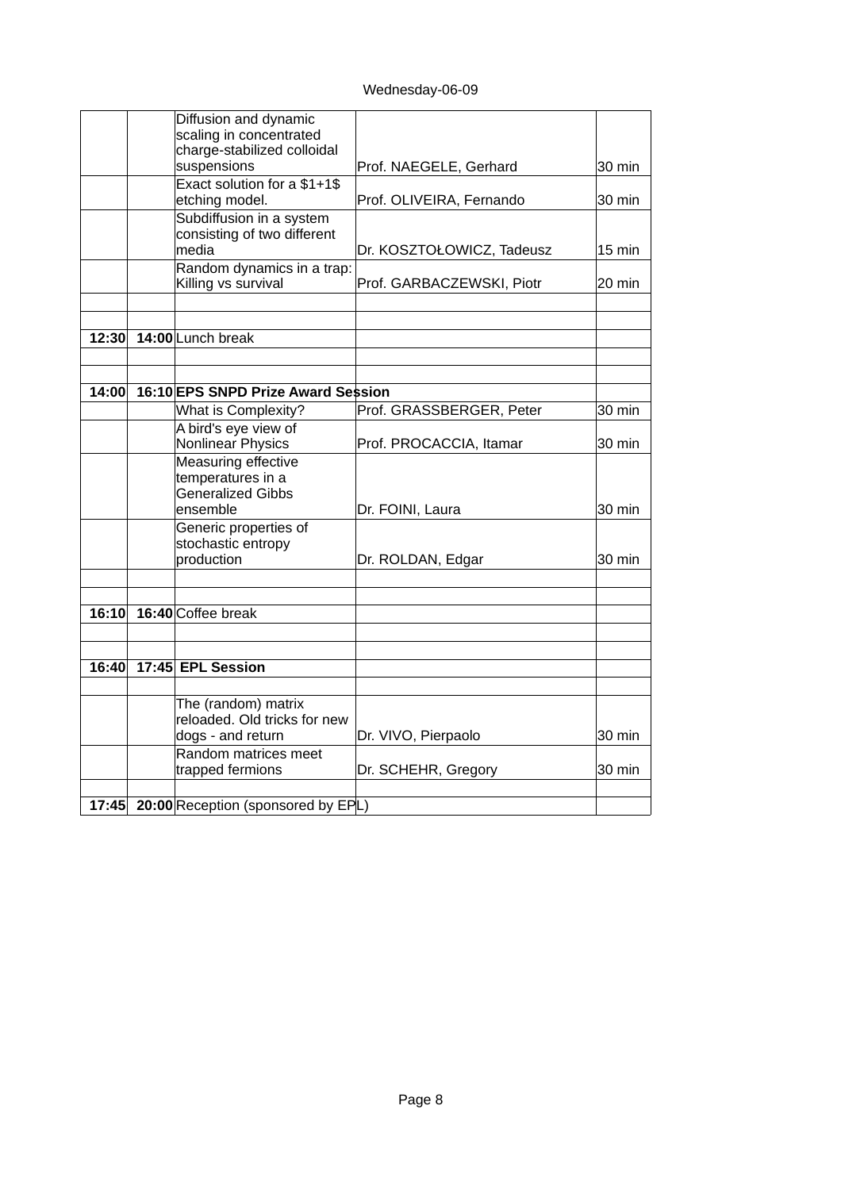Wednesday-06-09

| | | | | |
|---|---|---|---|---|
| | | Diffusion and dynamic scaling in concentrated charge-stabilized colloidal suspensions | Prof. NAEGELE, Gerhard | 30 min |
| | | Exact solution for a $1+1$ etching model. | Prof. OLIVEIRA, Fernando | 30 min |
| | | Subdiffusion in a system consisting of two different media | Dr. KOSZTOŁOWICZ, Tadeusz | 15 min |
| | | Random dynamics in a trap: Killing vs survival | Prof. GARBACZEWSKI, Piotr | 20 min |
| | | | | |
| | | | | |
| **12:30** | **14:00** | Lunch break | | |
| | | | | |
| | | | | |
| **14:00** | **16:10** | **EPS SNPD Prize Award Session** | | |
| | | What is Complexity? | Prof. GRASSBERGER, Peter | 30 min |
| | | A bird's eye view of Nonlinear Physics | Prof. PROCACCIA, Itamar | 30 min |
| | | Measuring effective temperatures in a Generalized Gibbs ensemble | Dr. FOINI, Laura | 30 min |
| | | Generic properties of stochastic entropy production | Dr. ROLDAN, Edgar | 30 min |
| | | | | |
| | | | | |
| **16:10** | **16:40** | Coffee break | | |
| | | | | |
| | | | | |
| **16:40** | **17:45** | **EPL Session** | | |
| | | | | |
| | | The (random) matrix reloaded. Old tricks for new dogs - and return | Dr. VIVO, Pierpaolo | 30 min |
| | | Random matrices meet trapped fermions | Dr. SCHEHR, Gregory | 30 min |
| | | | | |
| **17:45** | **20:00** | Reception (sponsored by EPL) | | |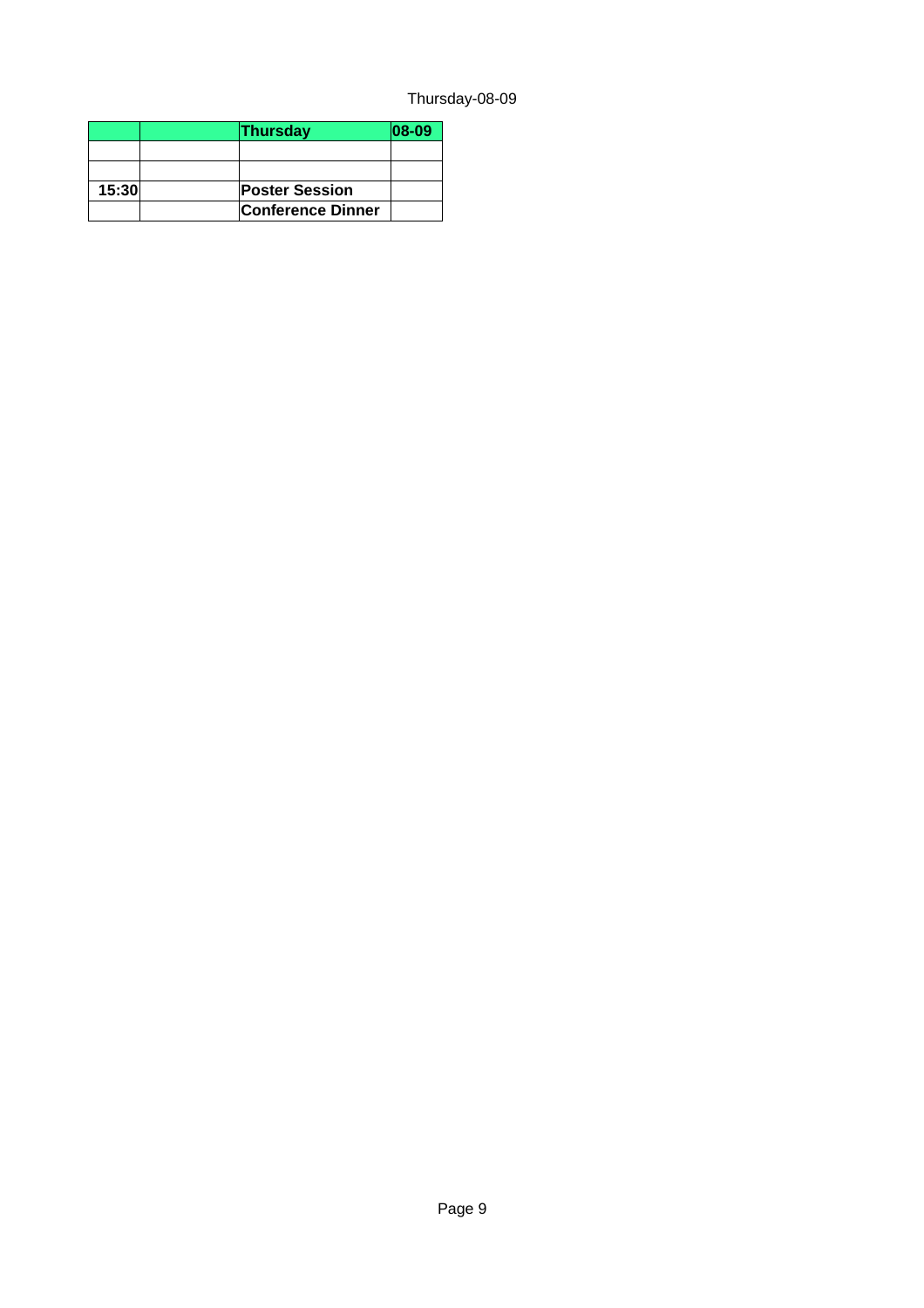| | | **Thursday** | **08-09** |
|---|---|---|---|
| | | | |
| | | | |
| **15:30** | | **Poster Session** | |
| | | **Conference Dinner** | |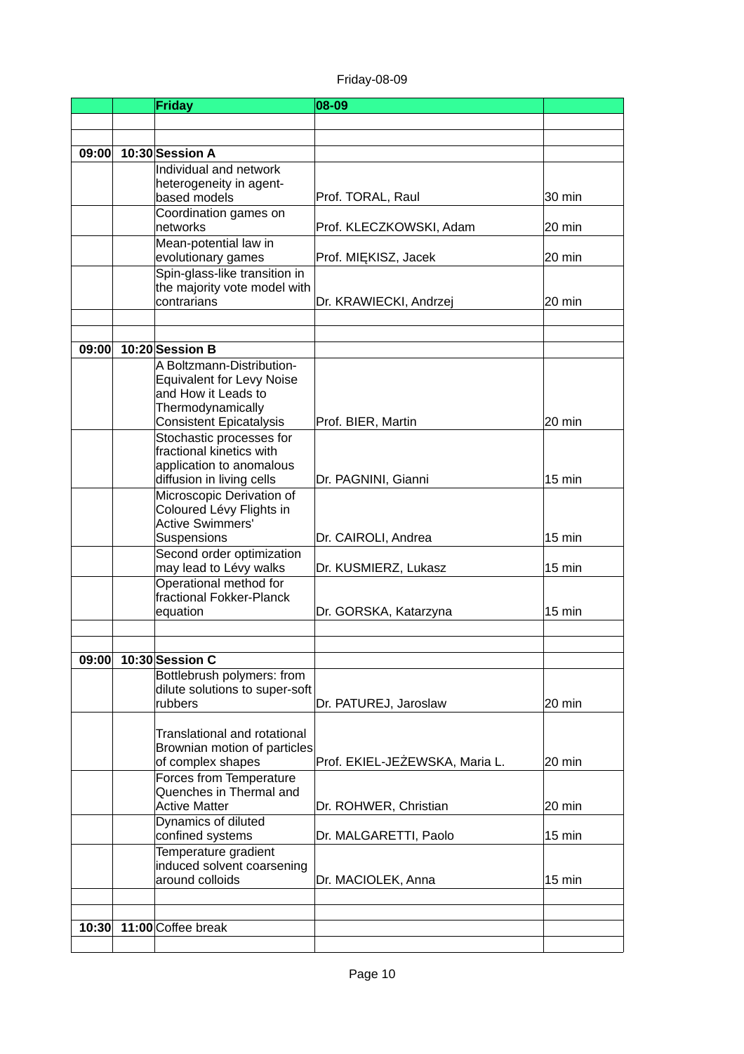Friday-08-09

| | | Friday | 08-09 | |
|---|---|---|---|---|
| | | | | |
| | | | | |
| 09:00 | 10:30 | **Session A** | | |
| | | Individual and network heterogeneity in agent-based models | Prof. TORAL, Raul | 30 min |
| | | Coordination games on networks | Prof. KLECZKOWSKI, Adam | 20 min |
| | | Mean-potential law in evolutionary games | Prof. MIĘKISZ, Jacek | 20 min |
| | | Spin-glass-like transition in the majority vote model with contrarians | Dr. KRAWIECKI, Andrzej | 20 min |
| | | | | |
| | | | | |
| 09:00 | 10:20 | **Session B** | | |
| | | A Boltzmann-Distribution-Equivalent for Levy Noise and How it Leads to Thermodynamically Consistent Epicatalysis | Prof. BIER, Martin | 20 min |
| | | Stochastic processes for fractional kinetics with application to anomalous diffusion in living cells | Dr. PAGNINI, Gianni | 15 min |
| | | Microscopic Derivation of Coloured Lévy Flights in Active Swimmers' Suspensions | Dr. CAIROLI, Andrea | 15 min |
| | | Second order optimization may lead to Lévy walks | Dr. KUSMIERZ, Lukasz | 15 min |
| | | Operational method for fractional Fokker-Planck equation | Dr. GORSKA, Katarzyna | 15 min |
| | | | | |
| | | | | |
| 09:00 | 10:30 | **Session C** | | |
| | | Bottlebrush polymers: from dilute solutions to super-soft rubbers | Dr. PATUREJ, Jaroslaw | 20 min |
| | | Translational and rotational Brownian motion of particles of complex shapes | Prof. EKIEL-JEŻEWSKA, Maria L. | 20 min |
| | | Forces from Temperature Quenches in Thermal and Active Matter | Dr. ROHWER, Christian | 20 min |
| | | Dynamics of diluted confined systems | Dr. MALGARETTI, Paolo | 15 min |
| | | Temperature gradient induced solvent coarsening around colloids | Dr. MACIOLEK, Anna | 15 min |
| | | | | |
| | | | | |
| 10:30 | 11:00 | Coffee break | | |
| | | | | |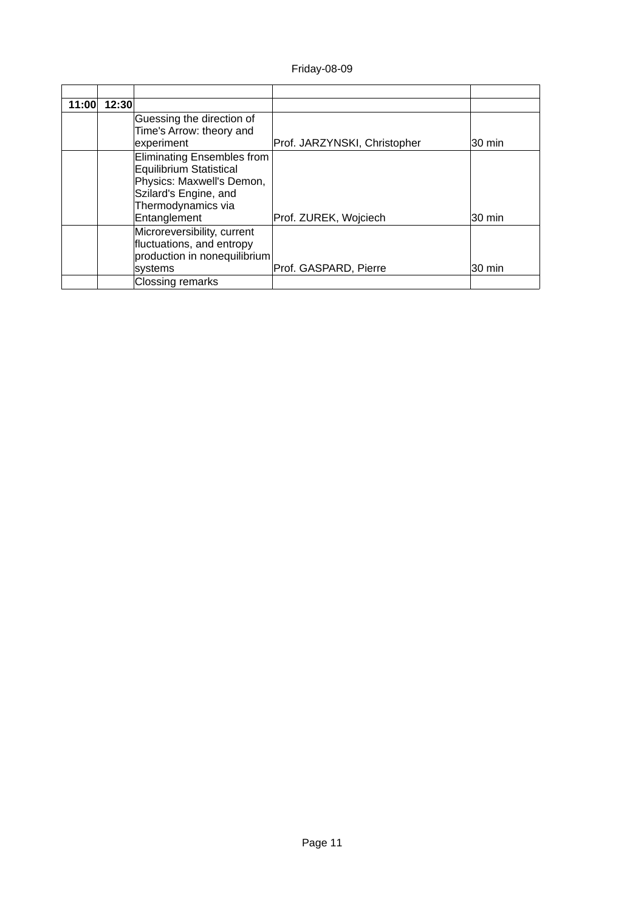Friday-08-09

| | | | | |
|---|---|---|---|---|
| **11:00** | **12:30** | | | |
| | | Guessing the direction of Time's Arrow: theory and experiment | Prof. JARZYNSKI, Christopher | 30 min |
| | | Eliminating Ensembles from Equilibrium Statistical Physics: Maxwell's Demon, Szilard's Engine, and Thermodynamics via Entanglement | Prof. ZUREK, Wojciech | 30 min |
| | | Microreversibility, current fluctuations, and entropy production in nonequilibrium systems | Prof. GASPARD, Pierre | 30 min |
| | | Clossing remarks | | |